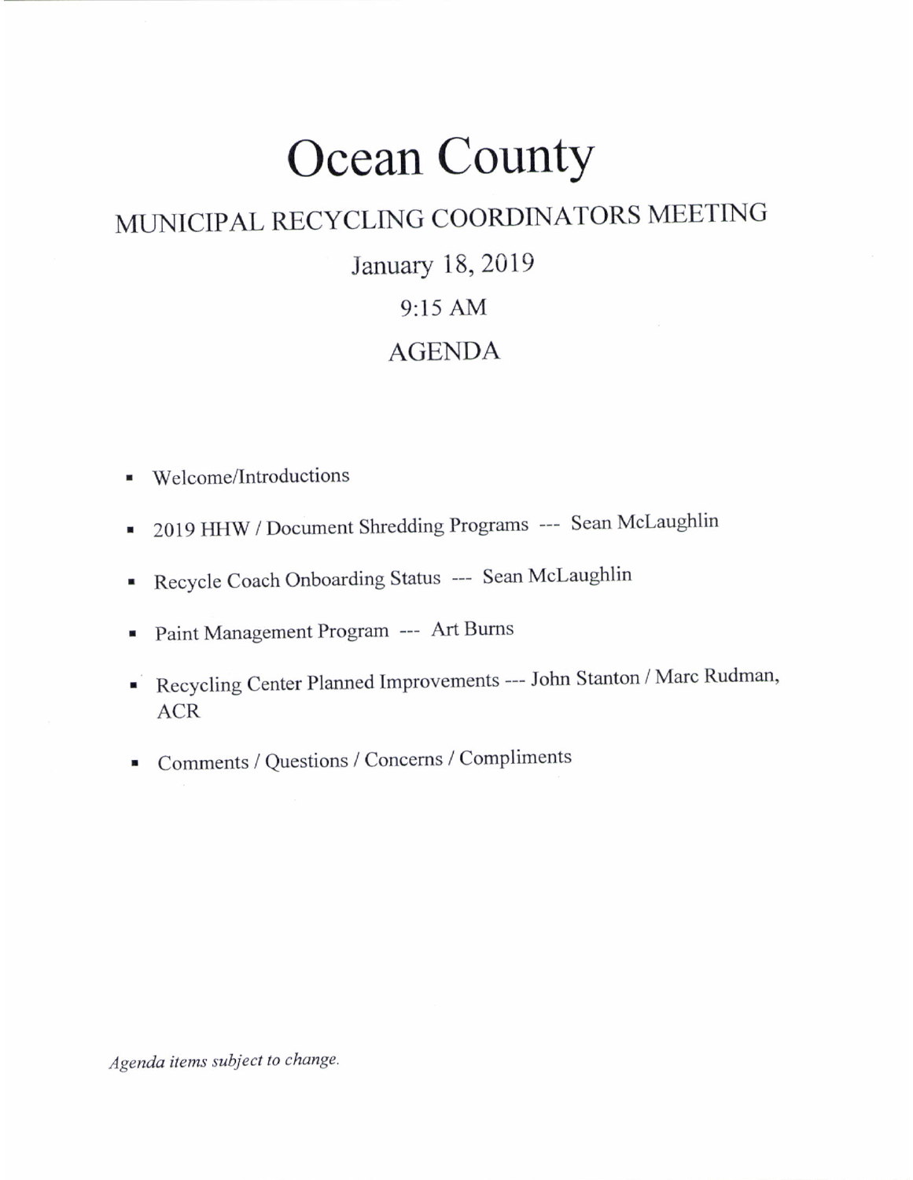# Ocean County

## MUNICIPAL RECYCLING COORDINATORS MEETING

January 18, 2019

9:15 AM

AGENDA

- Welcome/Introductions
- 2019 HHW / Document Shredding Programs --- Sean McLaughlin
- Recycle Coach Onboarding Status --- Sean McLaughlin
- Paint Management Program --- Art Burns
- Recycling Center Planned Improvements --- John Stanton / Marc Rudman, ACR
- Comments / Questions / Concerns / Compliments

*Agenda items subject to change.*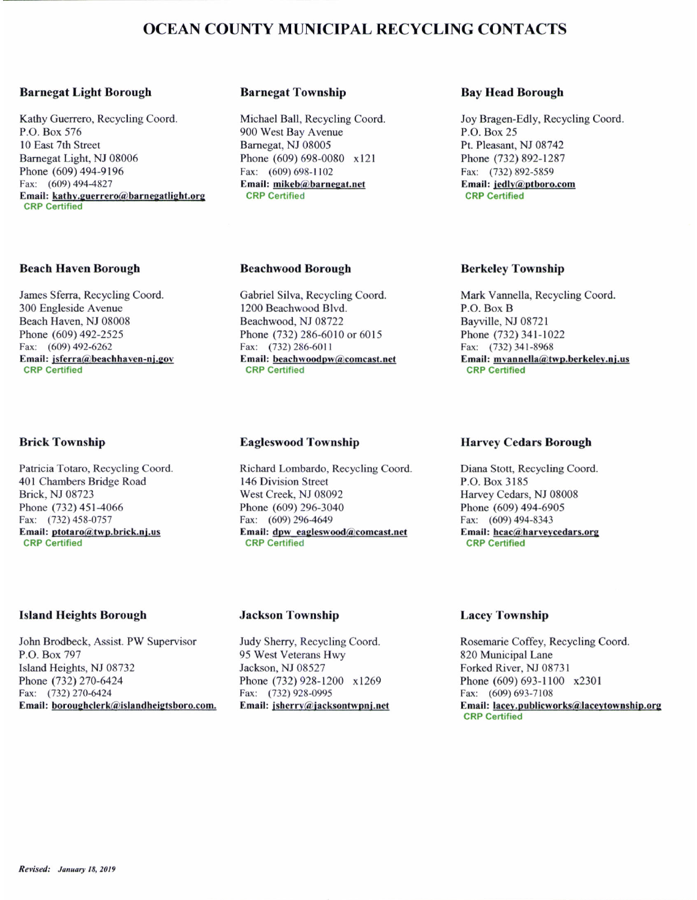# OCEAN COUNTY MUNICIPAL RECYCLING CONTACTS

### Barnegat Light Borough

Kathy Guerrero, Recycling Coord.
P.O. Box 576
10 East 7th Street
Barnegat Light, NJ 08006
Phone (609) 494-9196
Fax: (609) 494-4827
**Email: kathy.guerrero@barnegatlight.org**
CRP Certified

### Barnegat Township

Michael Ball, Recycling Coord.
900 West Bay Avenue
Barnegat, NJ 08005
Phone (609) 698-0080 x121
Fax: (609) 698-1102
**Email: mikeb@barnegat.net**
CRP Certified

### Bay Head Borough

Joy Bragen-Edly, Recycling Coord.
P.O. Box 25
Pt. Pleasant, NJ 08742
Phone (732) 892-1287
Fax: (732) 892-5859
**Email: jedly@ptboro.com**
CRP Certified

### Beach Haven Borough

James Sferra, Recycling Coord.
300 Engleside Avenue
Beach Haven, NJ 08008
Phone (609) 492-2525
Fax: (609) 492-6262
**Email: jsferra@beachhaven-nj.gov**
CRP Certified

### Beachwood Borough

Gabriel Silva, Recycling Coord.
1200 Beachwood Blvd.
Beachwood, NJ 08722
Phone (732) 286-6010 or 6015
Fax: (732) 286-6011
**Email: beachwoodpw@comcast.net**
CRP Certified

### Berkeley Township

Mark Vannella, Recycling Coord.
P.O. Box B
Bayville, NJ 08721
Phone (732) 341-1022
Fax: (732) 341-8968
**Email: mvannella@twp.berkeley.nj.us**
CRP Certified

### Brick Township

Patricia Totaro, Recycling Coord.
401 Chambers Bridge Road
Brick, NJ 08723
Phone (732) 451-4066
Fax: (732) 458-0757
**Email: ptotaro@twp.brick.nj.us**
CRP Certified

### Eagleswood Township

Richard Lombardo, Recycling Coord.
146 Division Street
West Creek, NJ 08092
Phone (609) 296-3040
Fax: (609) 296-4649
**Email: dpw_eagleswood@comcast.net**
CRP Certified

### Harvey Cedars Borough

Diana Stott, Recycling Coord.
P.O. Box 3185
Harvey Cedars, NJ 08008
Phone (609) 494-6905
Fax: (609) 494-8343
**Email: hcac@harveycedars.org**
CRP Certified

### Island Heights Borough

John Brodbeck, Assist. PW Supervisor
P.O. Box 797
Island Heights, NJ 08732
Phone (732) 270-6424
Fax: (732) 270-6424
**Email: boroughclerk@islandheigtsboro.com.**

### Jackson Township

Judy Sherry, Recycling Coord.
95 West Veterans Hwy
Jackson, NJ 08527
Phone (732) 928-1200 x1269
Fax: (732) 928-0995
**Email: jsherry@jacksontwpnj.net**

### Lacey Township

Rosemarie Coffey, Recycling Coord.
820 Municipal Lane
Forked River, NJ 08731
Phone (609) 693-1100 x2301
Fax: (609) 693-7108
**Email: lacey.publicworks@laceytownship.org**
CRP Certified

***Revised: January 18, 2019***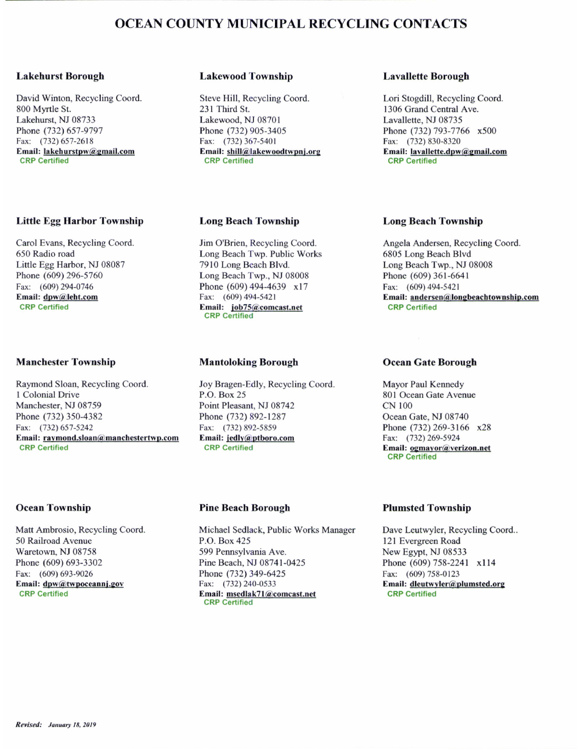# OCEAN COUNTY MUNICIPAL RECYCLING CONTACTS

### Lakehurst Borough

David Winton, Recycling Coord.
800 Myrtle St.
Lakehurst, NJ 08733
Phone (732) 657-9797
Fax: (732) 657-2618
**Email: lakehurstpw@gmail.com**
CRP Certified

### Lakewood Township

Steve Hill, Recycling Coord.
231 Third St.
Lakewood, NJ 08701
Phone (732) 905-3405
Fax: (732) 367-5401
**Email: shill@lakewoodtwpnj.org**
CRP Certified

### Lavallette Borough

Lori Stogdill, Recycling Coord.
1306 Grand Central Ave.
Lavallette, NJ 08735
Phone (732) 793-7766 x500
Fax: (732) 830-8320
**Email: lavallette.dpw@gmail.com**
CRP Certified

### Little Egg Harbor Township

Carol Evans, Recycling Coord.
650 Radio road
Little Egg Harbor, NJ 08087
Phone (609) 296-5760
Fax: (609) 294-0746
**Email: dpw@leht.com**
CRP Certified

### Long Beach Township

Jim O'Brien, Recycling Coord.
Long Beach Twp. Public Works
7910 Long Beach Blvd.
Long Beach Twp., NJ 08008
Phone (609) 494-4639 x17
Fax: (609) 494-5421
**Email: job75@comcast.net**
CRP Certified

### Long Beach Township

Angela Andersen, Recycling Coord.
6805 Long Beach Blvd
Long Beach Twp., NJ 08008
Phone (609) 361-6641
Fax: (609) 494-5421
**Email: andersen@longbeachtownship.com**
CRP Certified

### Manchester Township

Raymond Sloan, Recycling Coord.
1 Colonial Drive
Manchester, NJ 08759
Phone (732) 350-4382
Fax: (732) 657-5242
**Email: raymond.sloan@manchestertwp.com**
CRP Certified

### Mantoloking Borough

Joy Bragen-Edly, Recycling Coord.
P.O. Box 25
Point Pleasant, NJ 08742
Phone (732) 892-1287
Fax: (732) 892-5859
**Email: jedly@ptboro.com**
CRP Certified

### Ocean Gate Borough

Mayor Paul Kennedy
801 Ocean Gate Avenue
CN 100
Ocean Gate, NJ 08740
Phone (732) 269-3166 x28
Fax: (732) 269-5924
**Email: ogmayor@verizon.net**
CRP Certified

### Ocean Township

Matt Ambrosio, Recycling Coord.
50 Railroad Avenue
Waretown, NJ 08758
Phone (609) 693-3302
Fax: (609) 693-9026
**Email: dpw@twpoceannj.gov**
CRP Certified

### Pine Beach Borough

Michael Sedlack, Public Works Manager
P.O. Box 425
599 Pennsylvania Ave.
Pine Beach, NJ 08741-0425
Phone (732) 349-6425
Fax: (732) 240-0533
**Email: msedlak71@comcast.net**
CRP Certified

### Plumsted Township

Dave Leutwyler, Recycling Coord..
121 Evergreen Road
New Egypt, NJ 08533
Phone (609) 758-2241 x114
Fax: (609) 758-0123
**Email: dleutwyler@plumsted.org**
CRP Certified

***Revised:*** *January 18, 2019*